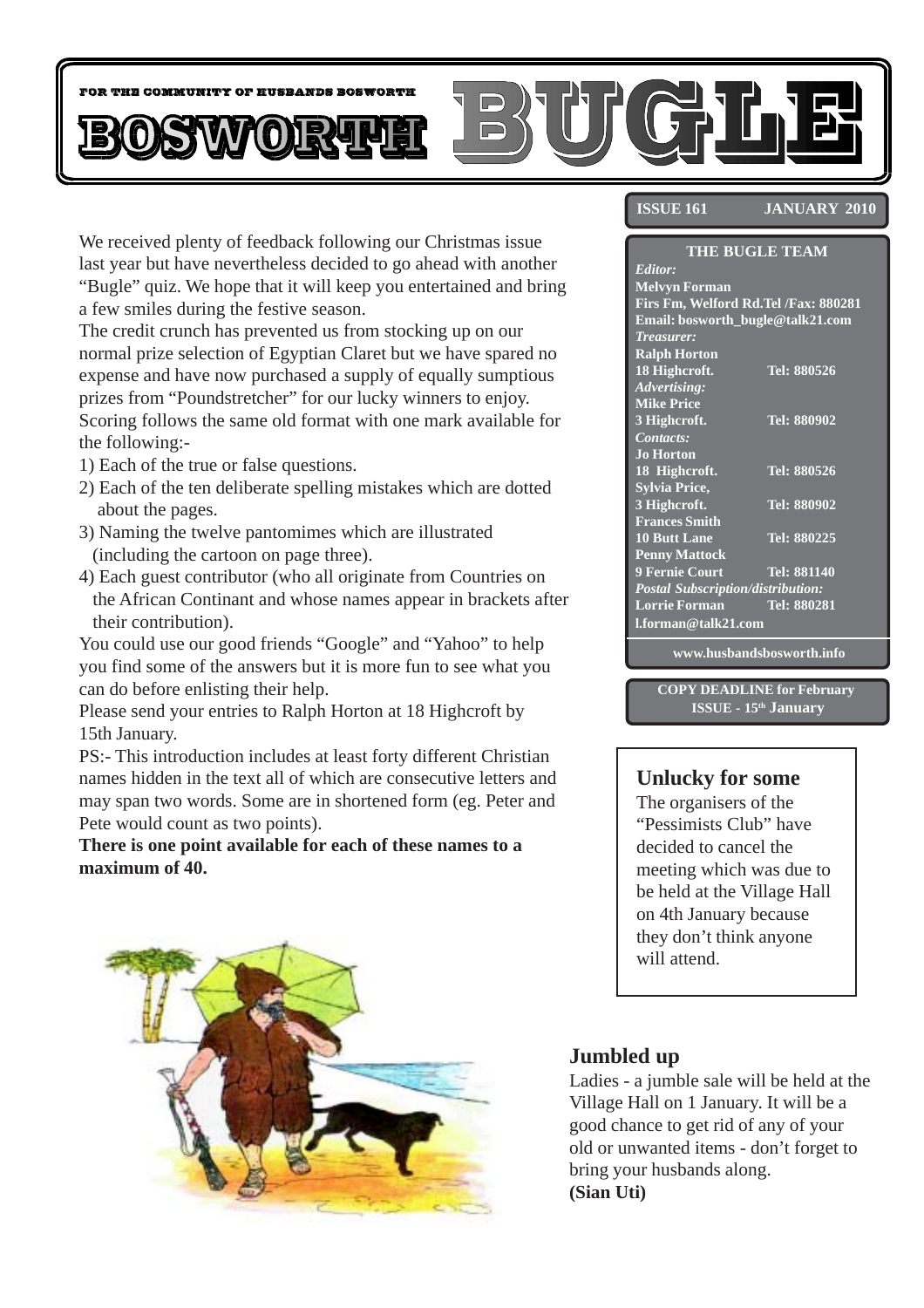FOR THE COMMUNITY OF HUSBANDS BOSWORTH

# BOSWORTH BUGLE

**ISSUE 161 JANUARY 2010**

We received plenty of feedback following our Christmas issue last year but have nevertheless decided to go ahead with another "Bugle" quiz. We hope that it will keep you entertained and bring a few smiles during the festive season.

The credit crunch has prevented us from stocking up on our normal prize selection of Egyptian Claret but we have spared no expense and have now purchased a supply of equally sumptious prizes from "Poundstretcher" for our lucky winners to enjoy. Scoring follows the same old format with one mark available for the following:-

1) Each of the true or false questions.
2) Each of the ten deliberate spelling mistakes which are dotted about the pages.
3) Naming the twelve pantomimes which are illustrated (including the cartoon on page three).
4) Each guest contributor (who all originate from Countries on the African Continant and whose names appear in brackets after their contribution).

You could use our good friends "Google" and "Yahoo" to help you find some of the answers but it is more fun to see what you can do before enlisting their help.

Please send your entries to Ralph Horton at 18 Highcroft by 15th January.

PS:- This introduction includes at least forty different Christian names hidden in the text all of which are consecutive letters and may span two words. Some are in shortened form (eg. Peter and Pete would count as two points).

**There is one point available for each of these names to a maximum of 40.**

**THE BUGLE TEAM**

*Editor:*
Melvyn Forman
Firs Fm, Welford Rd.Tel /Fax: 880281
Email: bosworth_bugle@talk21.com

*Treasurer:*
Ralph Horton
18 Highcroft. Tel: 880526

*Advertising:*
Mike Price
3 Highcroft. Tel: 880902

*Contacts:*
Jo Horton
18 Highcroft. Tel: 880526
Sylvia Price,
3 Highcroft. Tel: 880902
Frances Smith
10 Butt Lane Tel: 880225
Penny Mattock
9 Fernie Court Tel: 881140

*Postal Subscription/distribution:*
Lorrie Forman Tel: 880281
l.forman@talk21.com

www.husbandsbosworth.info

**COPY DEADLINE for February ISSUE - 15th January**

## Unlucky for some

The organisers of the "Pessimists Club" have decided to cancel the meeting which was due to be held at the Village Hall on 4th January because they don't think anyone will attend.

## Jumbled up

Ladies - a jumble sale will be held at the Village Hall on 1 January. It will be a good chance to get rid of any of your old or unwanted items - don't forget to bring your husbands along.
**(Sian Uti)**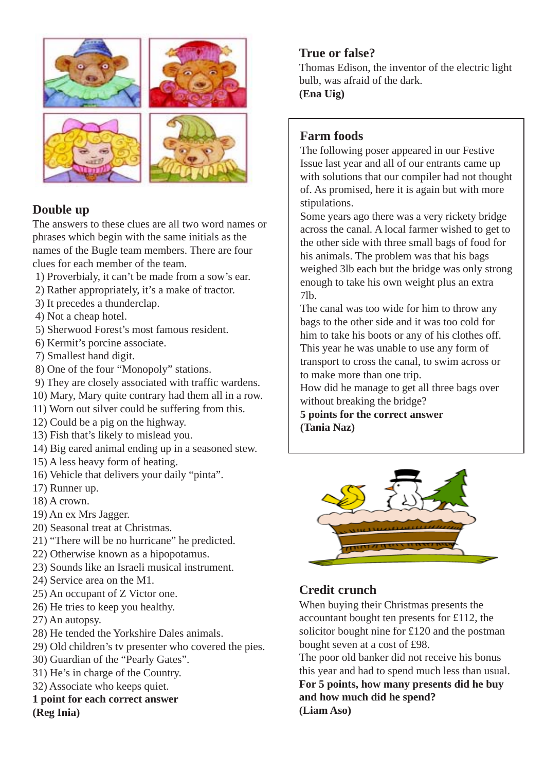## Double up

The answers to these clues are all two word names or phrases which begin with the same initials as the names of the Bugle team members. There are four clues for each member of the team.

1) Proverbialy, it can't be made from a sow's ear.
2) Rather appropriately, it's a make of tractor.
3) It precedes a thunderclap.
4) Not a cheap hotel.
5) Sherwood Forest's most famous resident.
6) Kermit's porcine associate.
7) Smallest hand digit.
8) One of the four "Monopoly" stations.
9) They are closely associated with traffic wardens.
10) Mary, Mary quite contrary had them all in a row.
11) Worn out silver could be suffering from this.
12) Could be a pig on the highway.
13) Fish that's likely to mislead you.
14) Big eared animal ending up in a seasoned stew.
15) A less heavy form of heating.
16) Vehicle that delivers your daily "pinta".
17) Runner up.
18) A crown.
19) An ex Mrs Jagger.
20) Seasonal treat at Christmas.
21) "There will be no hurricane" he predicted.
22) Otherwise known as a hipopotamus.
23) Sounds like an Israeli musical instrument.
24) Service area on the M1.
25) An occupant of Z Victor one.
26) He tries to keep you healthy.
27) An autopsy.
28) He tended the Yorkshire Dales animals.
29) Old children's tv presenter who covered the pies.
30) Guardian of the "Pearly Gates".
31) He's in charge of the Country.
32) Associate who keeps quiet.

**1 point for each correct answer**
**(Reg Inia)**

## True or false?

Thomas Edison, the inventor of the electric light bulb, was afraid of the dark.
**(Ena Uig)**

## Farm foods

The following poser appeared in our Festive Issue last year and all of our entrants came up with solutions that our compiler had not thought of. As promised, here it is again but with more stipulations.

Some years ago there was a very rickety bridge across the canal. A local farmer wished to get to the other side with three small bags of food for his animals. The problem was that his bags weighed 3lb each but the bridge was only strong enough to take his own weight plus an extra 7lb.

The canal was too wide for him to throw any bags to the other side and it was too cold for him to take his boots or any of his clothes off. This year he was unable to use any form of transport to cross the canal, to swim across or to make more than one trip.

How did he manage to get all three bags over without breaking the bridge?

**5 points for the correct answer**
**(Tania Naz)**

## Credit crunch

When buying their Christmas presents the accountant bought ten presents for £112, the solicitor bought nine for £120 and the postman bought seven at a cost of £98.

The poor old banker did not receive his bonus this year and had to spend much less than usual.

**For 5 points, how many presents did he buy and how much did he spend?**
**(Liam Aso)**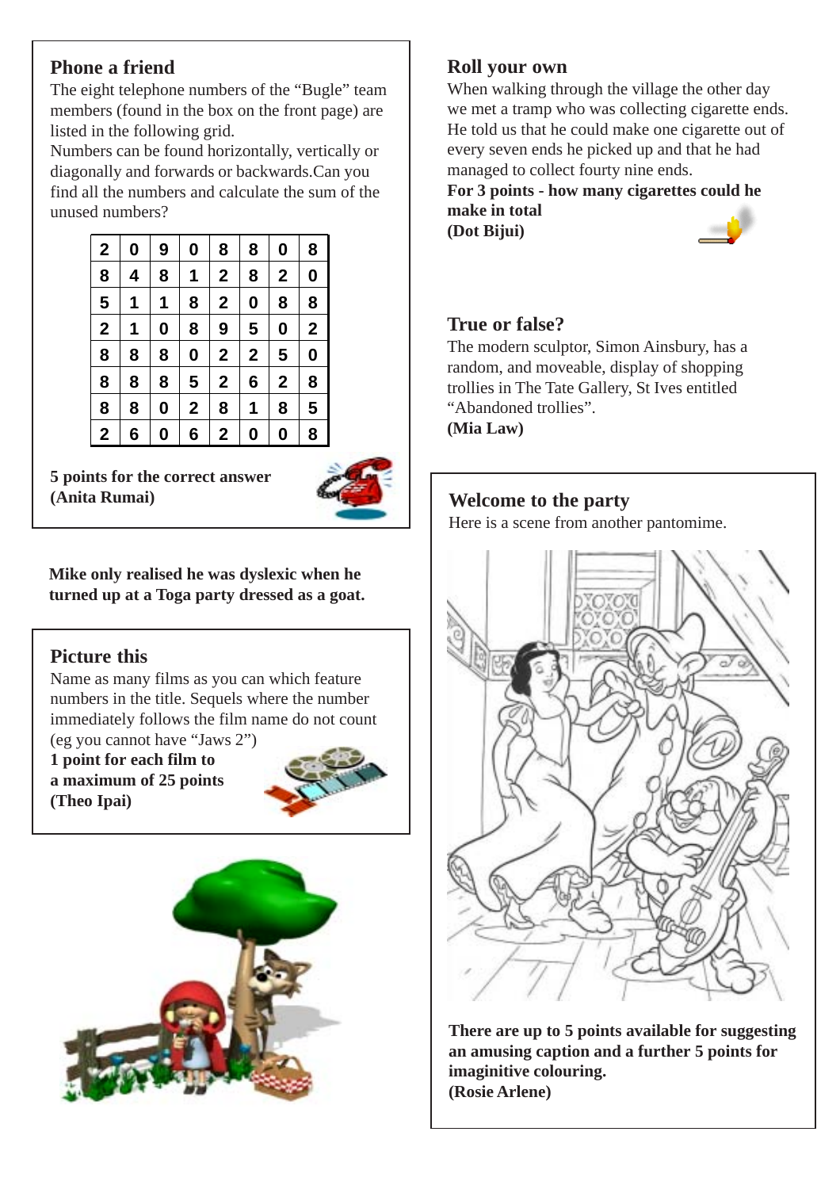## Phone a friend

The eight telephone numbers of the "Bugle" team members (found in the box on the front page) are listed in the following grid.

Numbers can be found horizontally, vertically or diagonally and forwards or backwards.Can you find all the numbers and calculate the sum of the unused numbers?

| | | | | | | | |
|---|---|---|---|---|---|---|---|
| 2 | 0 | 9 | 0 | 8 | 8 | 0 | 8 |
| 8 | 4 | 8 | 1 | 2 | 8 | 2 | 0 |
| 5 | 1 | 1 | 8 | 2 | 0 | 8 | 8 |
| 2 | 1 | 0 | 8 | 9 | 5 | 0 | 2 |
| 8 | 8 | 8 | 0 | 2 | 2 | 5 | 0 |
| 8 | 8 | 8 | 5 | 2 | 6 | 2 | 8 |
| 8 | 8 | 0 | 2 | 8 | 1 | 8 | 5 |
| 2 | 6 | 0 | 6 | 2 | 0 | 0 | 8 |

**5 points for the correct answer**
**(Anita Rumai)**

**Mike only realised he was dyslexic when he turned up at a Toga party dressed as a goat.**

## Picture this

Name as many films as you can which feature numbers in the title. Sequels where the number immediately follows the film name do not count (eg you cannot have "Jaws 2")

**1 point for each film to a maximum of 25 points**
**(Theo Ipai)**

## Roll your own

When walking through the village the other day we met a tramp who was collecting cigarette ends. He told us that he could make one cigarette out of every seven ends he picked up and that he had managed to collect fourty nine ends.

**For 3 points - how many cigarettes could he make in total**
**(Dot Bijui)**

## True or false?

The modern sculptor, Simon Ainsbury, has a random, and moveable, display of shopping trollies in The Tate Gallery, St Ives entitled "Abandoned trollies".

**(Mia Law)**

## Welcome to the party

Here is a scene from another pantomime.

**There are up to 5 points available for suggesting an amusing caption and a further 5 points for imaginitive colouring.**
**(Rosie Arlene)**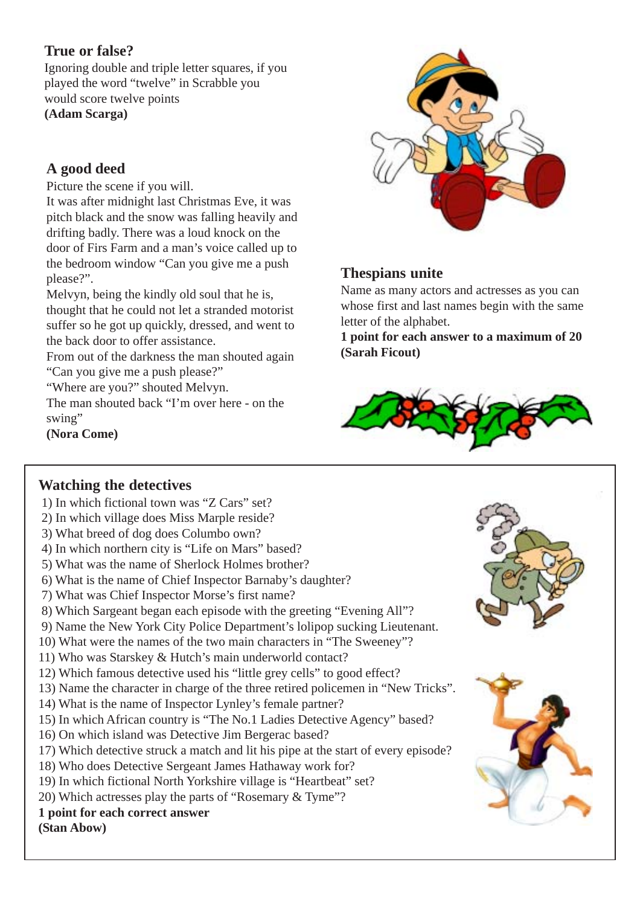### True or false?

Ignoring double and triple letter squares, if you played the word "twelve" in Scrabble you would score twelve points

**(Adam Scarga)**

### A good deed

Picture the scene if you will.

It was after midnight last Christmas Eve, it was pitch black and the snow was falling heavily and drifting badly. There was a loud knock on the door of Firs Farm and a man's voice called up to the bedroom window "Can you give me a push please?".

Melvyn, being the kindly old soul that he is, thought that he could not let a stranded motorist suffer so he got up quickly, dressed, and went to the back door to offer assistance.

From out of the darkness the man shouted again "Can you give me a push please?"

"Where are you?" shouted Melvyn.

The man shouted back "I'm over here - on the swing"

**(Nora Come)**

### Thespians unite

Name as many actors and actresses as you can whose first and last names begin with the same letter of the alphabet.

**1 point for each answer to a maximum of 20**

**(Sarah Ficout)**

### Watching the detectives

1) In which fictional town was "Z Cars" set?
2) In which village does Miss Marple reside?
3) What breed of dog does Columbo own?
4) In which northern city is "Life on Mars" based?
5) What was the name of Sherlock Holmes brother?
6) What is the name of Chief Inspector Barnaby's daughter?
7) What was Chief Inspector Morse's first name?
8) Which Sargeant began each episode with the greeting "Evening All"?
9) Name the New York City Police Department's lolipop sucking Lieutenant.
10) What were the names of the two main characters in "The Sweeney"?
11) Who was Starskey & Hutch's main underworld contact?
12) Which famous detective used his "little grey cells" to good effect?
13) Name the character in charge of the three retired policemen in "New Tricks".
14) What is the name of Inspector Lynley's female partner?
15) In which African country is "The No.1 Ladies Detective Agency" based?
16) On which island was Detective Jim Bergerac based?
17) Which detective struck a match and lit his pipe at the start of every episode?
18) Who does Detective Sergeant James Hathaway work for?
19) In which fictional North Yorkshire village is "Heartbeat" set?
20) Which actresses play the parts of "Rosemary & Tyme"?

**1 point for each correct answer**

**(Stan Abow)**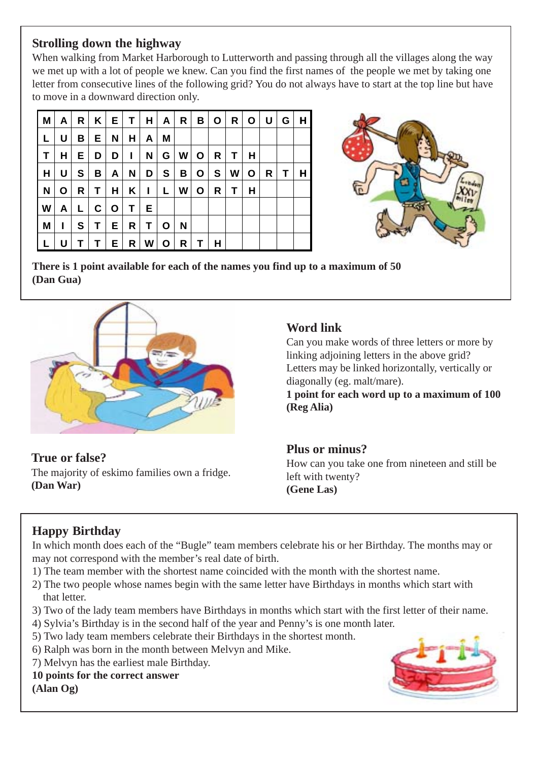## Strolling down the highway

When walking from Market Harborough to Lutterworth and passing through all the villages along the way we met up with a lot of people we knew. Can you find the first names of the people we met by taking one letter from consecutive lines of the following grid? You do not always have to start at the top line but have to move in a downward direction only.

| M | A | R | K | E | T | H | A | R | B | O | R | O | U | G | H |
|---|---|---|---|---|---|---|---|---|---|---|---|---|---|---|---|
| L | U | B | E | N | H | A | M | | | | | | | | |
| T | H | E | D | D | I | N | G | W | O | R | T | H | | | |
| H | U | S | B | A | N | D | S | B | O | S | W | O | R | T | H |
| N | O | R | T | H | K | I | L | W | O | R | T | H | | | |
| W | A | L | C | O | T | E | | | | | | | | | |
| M | I | S | T | E | R | T | O | N | | | | | | | |
| L | U | T | T | E | R | W | O | R | T | H | | | | | |

**There is 1 point available for each of the names you find up to a maximum of 50**
**(Dan Gua)**

## Word link

Can you make words of three letters or more by linking adjoining letters in the above grid? Letters may be linked horizontally, vertically or diagonally (eg. malt/mare).

**1 point for each word up to a maximum of 100**
**(Reg Alia)**

## True or false?

The majority of eskimo families own a fridge.
**(Dan War)**

## Plus or minus?

How can you take one from nineteen and still be left with twenty?
**(Gene Las)**

## Happy Birthday

In which month does each of the "Bugle" team members celebrate his or her Birthday. The months may or may not correspond with the member's real date of birth.

1) The team member with the shortest name coincided with the month with the shortest name.
2) The two people whose names begin with the same letter have Birthdays in months which start with that letter.
3) Two of the lady team members have Birthdays in months which start with the first letter of their name.
4) Sylvia's Birthday is in the second half of the year and Penny's is one month later.
5) Two lady team members celebrate their Birthdays in the shortest month.
6) Ralph was born in the month between Melvyn and Mike.
7) Melvyn has the earliest male Birthday.

**10 points for the correct answer**
**(Alan Og)**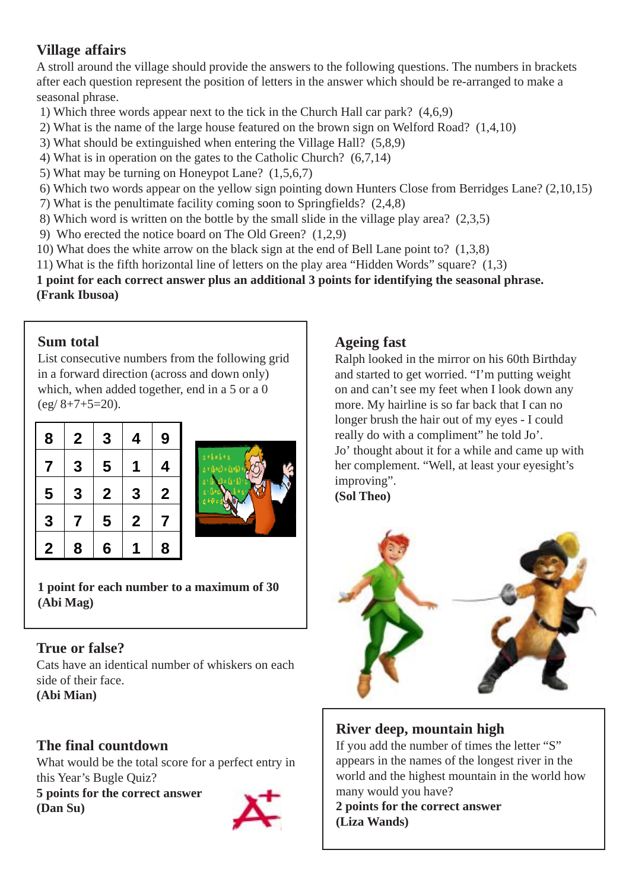## Village affairs

A stroll around the village should provide the answers to the following questions. The numbers in brackets after each question represent the position of letters in the answer which should be re-arranged to make a seasonal phrase.

1) Which three words appear next to the tick in the Church Hall car park? (4,6,9)
2) What is the name of the large house featured on the brown sign on Welford Road? (1,4,10)
3) What should be extinguished when entering the Village Hall? (5,8,9)
4) What is in operation on the gates to the Catholic Church? (6,7,14)
5) What may be turning on Honeypot Lane? (1,5,6,7)
6) Which two words appear on the yellow sign pointing down Hunters Close from Berridges Lane? (2,10,15)
7) What is the penultimate facility coming soon to Springfields? (2,4,8)
8) Which word is written on the bottle by the small slide in the village play area? (2,3,5)
9) Who erected the notice board on The Old Green? (1,2,9)
10) What does the white arrow on the black sign at the end of Bell Lane point to? (1,3,8)
11) What is the fifth horizontal line of letters on the play area "Hidden Words" square? (1,3)

**1 point for each correct answer plus an additional 3 points for identifying the seasonal phrase.**
**(Frank Ibusoa)**

## Sum total

List consecutive numbers from the following grid in a forward direction (across and down only) which, when added together, end in a 5 or a 0 (eg/ 8+7+5=20).

| 8 | 2 | 3 | 4 | 9 |
|---|---|---|---|---|
| 7 | 3 | 5 | 1 | 4 |
| 5 | 3 | 2 | 3 | 2 |
| 3 | 7 | 5 | 2 | 7 |
| 2 | 8 | 6 | 1 | 8 |

**1 point for each number to a maximum of 30**
**(Abi Mag)**

## Ageing fast

Ralph looked in the mirror on his 60th Birthday and started to get worried. "I'm putting weight on and can't see my feet when I look down any more. My hairline is so far back that I can no longer brush the hair out of my eyes - I could really do with a compliment" he told Jo'.

Jo' thought about it for a while and came up with her complement. "Well, at least your eyesight's improving".

**(Sol Theo)**

## True or false?

Cats have an identical number of whiskers on each side of their face.
**(Abi Mian)**

## The final countdown

What would be the total score for a perfect entry in this Year's Bugle Quiz?
**5 points for the correct answer**
**(Dan Su)**

## River deep, mountain high

If you add the number of times the letter "S" appears in the names of the longest river in the world and the highest mountain in the world how many would you have?
**2 points for the correct answer**
**(Liza Wands)**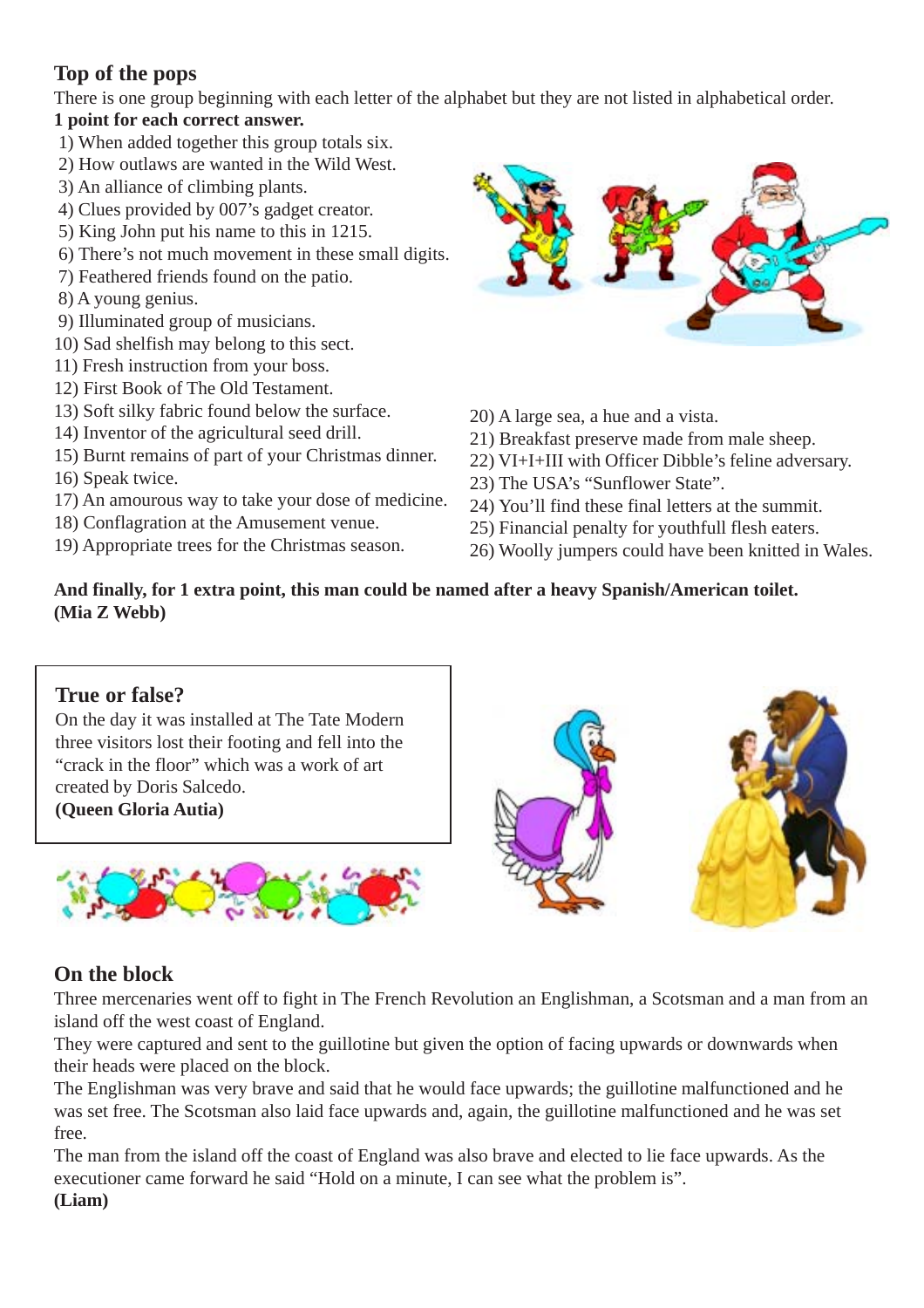## Top of the pops

There is one group beginning with each letter of the alphabet but they are not listed in alphabetical order.

**1 point for each correct answer.**

1) When added together this group totals six.
2) How outlaws are wanted in the Wild West.
3) An alliance of climbing plants.
4) Clues provided by 007's gadget creator.
5) King John put his name to this in 1215.
6) There's not much movement in these small digits.
7) Feathered friends found on the patio.
8) A young genius.
9) Illuminated group of musicians.
10) Sad shelfish may belong to this sect.
11) Fresh instruction from your boss.
12) First Book of The Old Testament.
13) Soft silky fabric found below the surface.
14) Inventor of the agricultural seed drill.
15) Burnt remains of part of your Christmas dinner.
16) Speak twice.
17) An amourous way to take your dose of medicine.
18) Conflagration at the Amusement venue.
19) Appropriate trees for the Christmas season.
20) A large sea, a hue and a vista.
21) Breakfast preserve made from male sheep.
22) VI+I+III with Officer Dibble's feline adversary.
23) The USA's "Sunflower State".
24) You'll find these final letters at the summit.
25) Financial penalty for youthfull flesh eaters.
26) Woolly jumpers could have been knitted in Wales.

**And finally, for 1 extra point, this man could be named after a heavy Spanish/American toilet.**
**(Mia Z Webb)**

## True or false?

On the day it was installed at The Tate Modern three visitors lost their footing and fell into the "crack in the floor" which was a work of art created by Doris Salcedo.
**(Queen Gloria Autia)**

## On the block

Three mercenaries went off to fight in The French Revolution an Englishman, a Scotsman and a man from an island off the west coast of England.

They were captured and sent to the guillotine but given the option of facing upwards or downwards when their heads were placed on the block.

The Englishman was very brave and said that he would face upwards; the guillotine malfunctioned and he was set free. The Scotsman also laid face upwards and, again, the guillotine malfunctioned and he was set free.

The man from the island off the coast of England was also brave and elected to lie face upwards. As the executioner came forward he said "Hold on a minute, I can see what the problem is".
**(Liam)**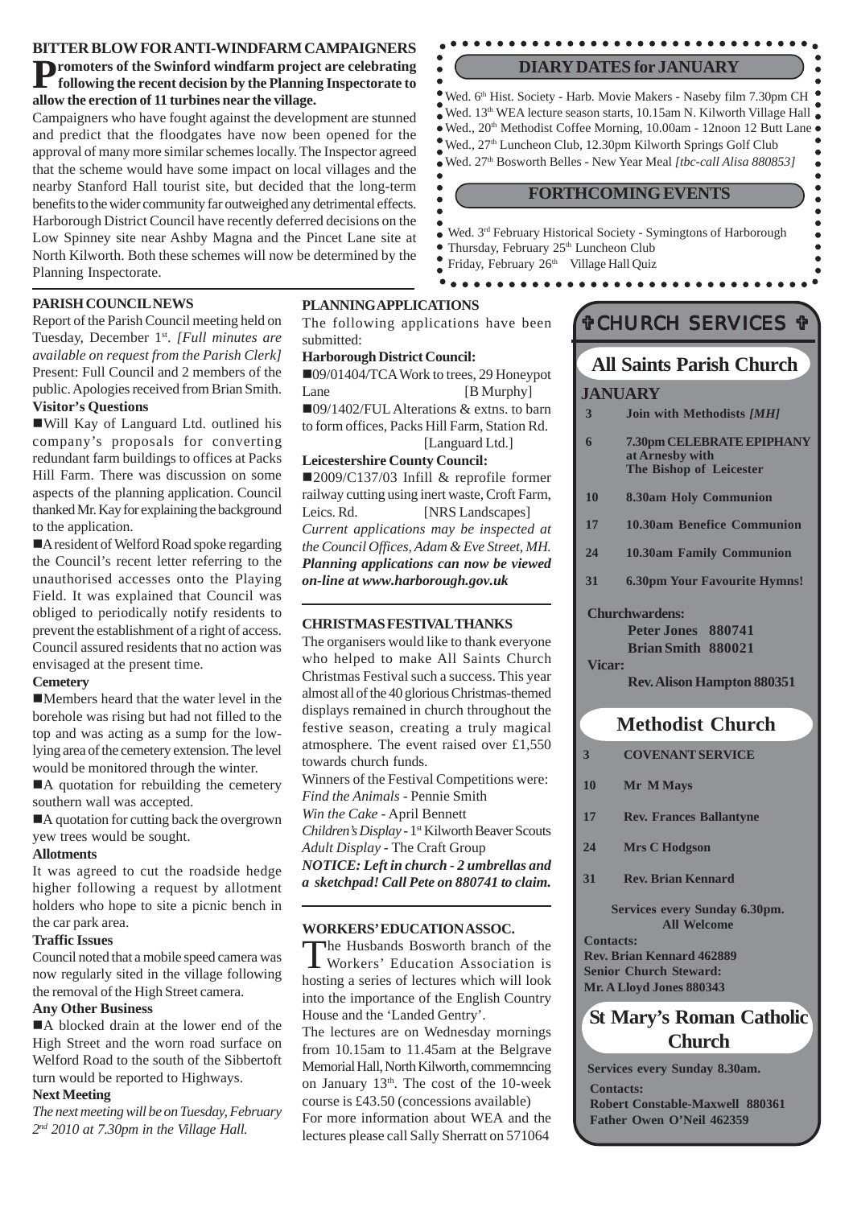## BITTER BLOW FOR ANTI-WINDFARM CAMPAIGNERS

**Promoters of the Swinford windfarm project are celebrating following the recent decision by the Planning Inspectorate to allow the erection of 11 turbines near the village.**

Campaigners who have fought against the development are stunned and predict that the floodgates have now been opened for the approval of many more similar schemes locally. The Inspector agreed that the scheme would have some impact on local villages and the nearby Stanford Hall tourist site, but decided that the long-term benefits to the wider community far outweighed any detrimental effects. Harborough District Council have recently deferred decisions on the Low Spinney site near Ashby Magna and the Pincet Lane site at North Kilworth. Both these schemes will now be determined by the Planning Inspectorate.

## DIARY DATES for JANUARY

Wed. 6th Hist. Society - Harb. Movie Makers - Naseby film 7.30pm CH
Wed. 13th WEA lecture season starts, 10.15am N. Kilworth Village Hall
Wed., 20th Methodist Coffee Morning, 10.00am - 12noon 12 Butt Lane
Wed., 27th Luncheon Club, 12.30pm Kilworth Springs Golf Club
Wed. 27th Bosworth Belles - New Year Meal *[tbc-call Alisa 880853]*

## FORTHCOMING EVENTS

Wed. 3rd February Historical Society - Symingtons of Harborough
Thursday, February 25th Luncheon Club
Friday, February 26th Village Hall Quiz

## PARISH COUNCIL NEWS

Report of the Parish Council meeting held on Tuesday, December 1st. *[Full minutes are available on request from the Parish Clerk]* Present: Full Council and 2 members of the public. Apologies received from Brian Smith.

**Visitor's Questions**

- Will Kay of Languard Ltd. outlined his company's proposals for converting redundant farm buildings to offices at Packs Hill Farm. There was discussion on some aspects of the planning application. Council thanked Mr. Kay for explaining the background to the application.
- A resident of Welford Road spoke regarding the Council's recent letter referring to the unauthorised accesses onto the Playing Field. It was explained that Council was obliged to periodically notify residents to prevent the establishment of a right of access. Council assured residents that no action was envisaged at the present time.

**Cemetery**

- Members heard that the water level in the borehole was rising but had not filled to the top and was acting as a sump for the low-lying area of the cemetery extension. The level would be monitored through the winter.
- A quotation for rebuilding the cemetery southern wall was accepted.
- A quotation for cutting back the overgrown yew trees would be sought.

**Allotments**

It was agreed to cut the roadside hedge higher following a request by allotment holders who hope to site a picnic bench in the car park area.

**Traffic Issues**

Council noted that a mobile speed camera was now regularly sited in the village following the removal of the High Street camera.

**Any Other Business**

- A blocked drain at the lower end of the High Street and the worn road surface on Welford Road to the south of the Sibbertoft turn would be reported to Highways.

**Next Meeting**

*The next meeting will be on Tuesday, February 2nd 2010 at 7.30pm in the Village Hall.*

## PLANNING APPLICATIONS

The following applications have been submitted:

**Harborough District Council:**

- 09/01404/TCA Work to trees, 29 Honeypot Lane [B Murphy]
- 09/1402/FUL Alterations & extns. to barn to form offices, Packs Hill Farm, Station Rd. [Languard Ltd.]

**Leicestershire County Council:**

- 2009/C137/03 Infill & reprofile former railway cutting using inert waste, Croft Farm, Leics. Rd. [NRS Landscapes]

*Current applications may be inspected at the Council Offices, Adam & Eve Street, MH.* ***Planning applications can now be viewed on-line at www.harborough.gov.uk***

## CHRISTMAS FESTIVAL THANKS

The organisers would like to thank everyone who helped to make All Saints Church Christmas Festival such a success. This year almost all of the 40 glorious Christmas-themed displays remained in church throughout the festive season, creating a truly magical atmosphere. The event raised over £1,550 towards church funds.

Winners of the Festival Competitions were:
*Find the Animals* - Pennie Smith
*Win the Cake* - April Bennett
*Children's Display* - 1st Kilworth Beaver Scouts
*Adult Display* - The Craft Group

***NOTICE: Left in church - 2 umbrellas and a sketchpad! Call Pete on 880741 to claim.***

## WORKERS' EDUCATION ASSOC.

The Husbands Bosworth branch of the Workers' Education Association is hosting a series of lectures which will look into the importance of the English Country House and the 'Landed Gentry'.

The lectures are on Wednesday mornings from 10.15am to 11.45am at the Belgrave Memorial Hall, North Kilworth, commemncing on January 13th. The cost of the 10-week course is £43.50 (concessions available)

For more information about WEA and the lectures please call Sally Sherratt on 571064

## ✞ CHURCH SERVICES ✞

### All Saints Parish Church

**JANUARY**

| | |
|---|---|
| **3** | **Join with Methodists** *[MH]* |
| **6** | **7.30pm CELEBRATE EPIPHANY at Arnesby with The Bishop of Leicester** |
| **10** | **8.30am Holy Communion** |
| **17** | **10.30am Benefice Communion** |
| **24** | **10.30am Family Communion** |
| **31** | **6.30pm Your Favourite Hymns!** |

**Churchwardens:**
**Peter Jones 880741**
**Brian Smith 880021**
**Vicar:**
**Rev. Alison Hampton 880351**

### Methodist Church

| | |
|---|---|
| **3** | **COVENANT SERVICE** |
| **10** | **Mr M Mays** |
| **17** | **Rev. Frances Ballantyne** |
| **24** | **Mrs C Hodgson** |
| **31** | **Rev. Brian Kennard** |

**Services every Sunday 6.30pm. All Welcome**

**Contacts:**
**Rev. Brian Kennard 462889**
**Senior Church Steward:**
**Mr. A Lloyd Jones 880343**

### St Mary's Roman Catholic Church

**Services every Sunday 8.30am.**

**Contacts:**
**Robert Constable-Maxwell 880361**
**Father Owen O'Neil 462359**